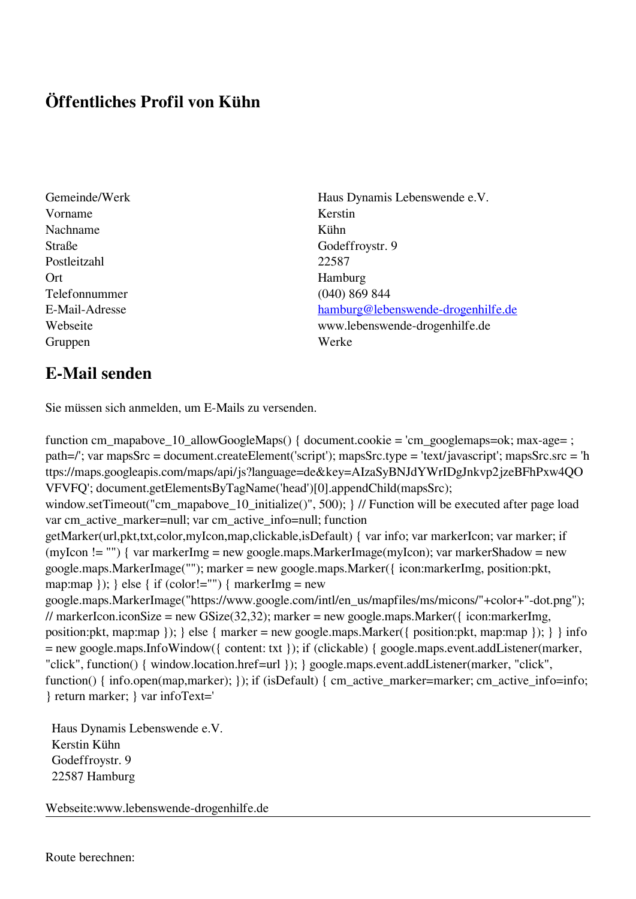# Öffentliches Profil von Kühn

| | |
|---|---|
| Gemeinde/Werk | Haus Dynamis Lebenswende e.V. |
| Vorname | Kerstin |
| Nachname | Kühn |
| Straße | Godeffroystr. 9 |
| Postleitzahl | 22587 |
| Ort | Hamburg |
| Telefonnummer | (040) 869 844 |
| E-Mail-Adresse | hamburg@lebenswende-drogenhilfe.de |
| Webseite | www.lebenswende-drogenhilfe.de |
| Gruppen | Werke |

## E-Mail senden

Sie müssen sich anmelden, um E-Mails zu versenden.

function cm_mapabove_10_allowGoogleMaps() { document.cookie = 'cm_googlemaps=ok; max-age= ; path=/'; var mapsSrc = document.createElement('script'); mapsSrc.type = 'text/javascript'; mapsSrc.src = 'https://maps.googleapis.com/maps/api/js?language=de&key=AIzaSyBNJdYWrIDgJnkvp2jzeBFhPxw4QOVFVFQ'; document.getElementsByTagName('head')[0].appendChild(mapsSrc); window.setTimeout("cm_mapabove_10_initialize()", 500); } // Function will be executed after page load var cm_active_marker=null; var cm_active_info=null; function getMarker(url,pkt,txt,color,myIcon,map,clickable,isDefault) { var info; var markerIcon; var marker; if (myIcon != "") { var markerImg = new google.maps.MarkerImage(myIcon); var markerShadow = new google.maps.MarkerImage(""); marker = new google.maps.Marker({ icon:markerImg, position:pkt, map:map }); } else { if (color!="") { markerImg = new google.maps.MarkerImage("https://www.google.com/intl/en_us/mapfiles/ms/micons/"+color+"-dot.png"); // markerIcon.iconSize = new GSize(32,32); marker = new google.maps.Marker({ icon:markerImg, position:pkt, map:map }); } else { marker = new google.maps.Marker({ position:pkt, map:map }); } } info = new google.maps.InfoWindow({ content: txt }); if (clickable) { google.maps.event.addListener(marker, "click", function() { window.location.href=url }); } google.maps.event.addListener(marker, "click", function() { info.open(map,marker); }); if (isDefault) { cm_active_marker=marker; cm_active_info=info; } return marker; } var infoText='

Haus Dynamis Lebenswende e.V.
Kerstin Kühn
Godeffroystr. 9
22587 Hamburg

Webseite:www.lebenswende-drogenhilfe.de

---

Route berechnen: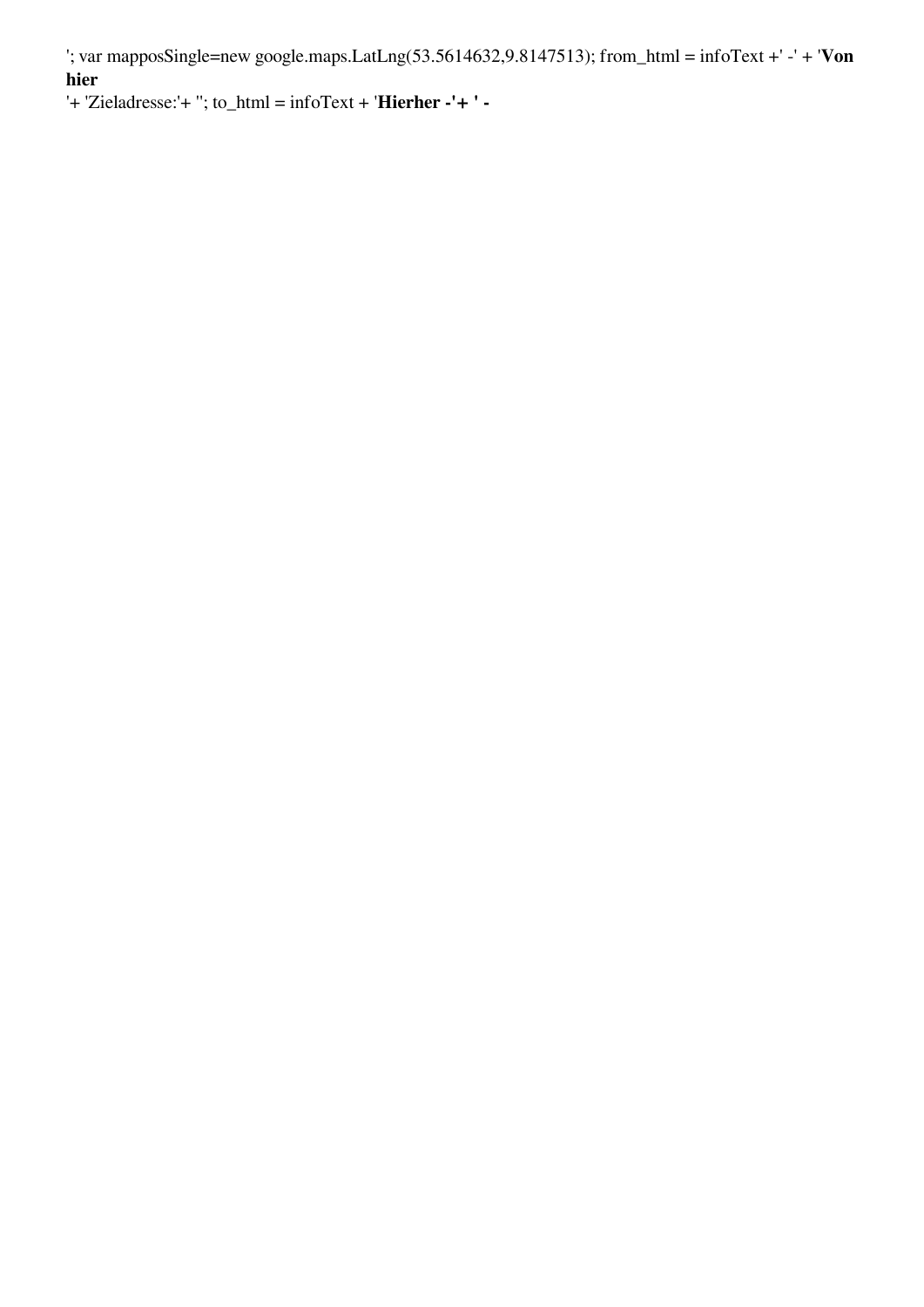'; var mapposSingle=new google.maps.LatLng(53.5614632,9.8147513); from_html = infoText +' -' + '**Von hier**

'+ 'Zieladresse:'+ ''; to_html = infoText + '**Hierher -'+ ' -**